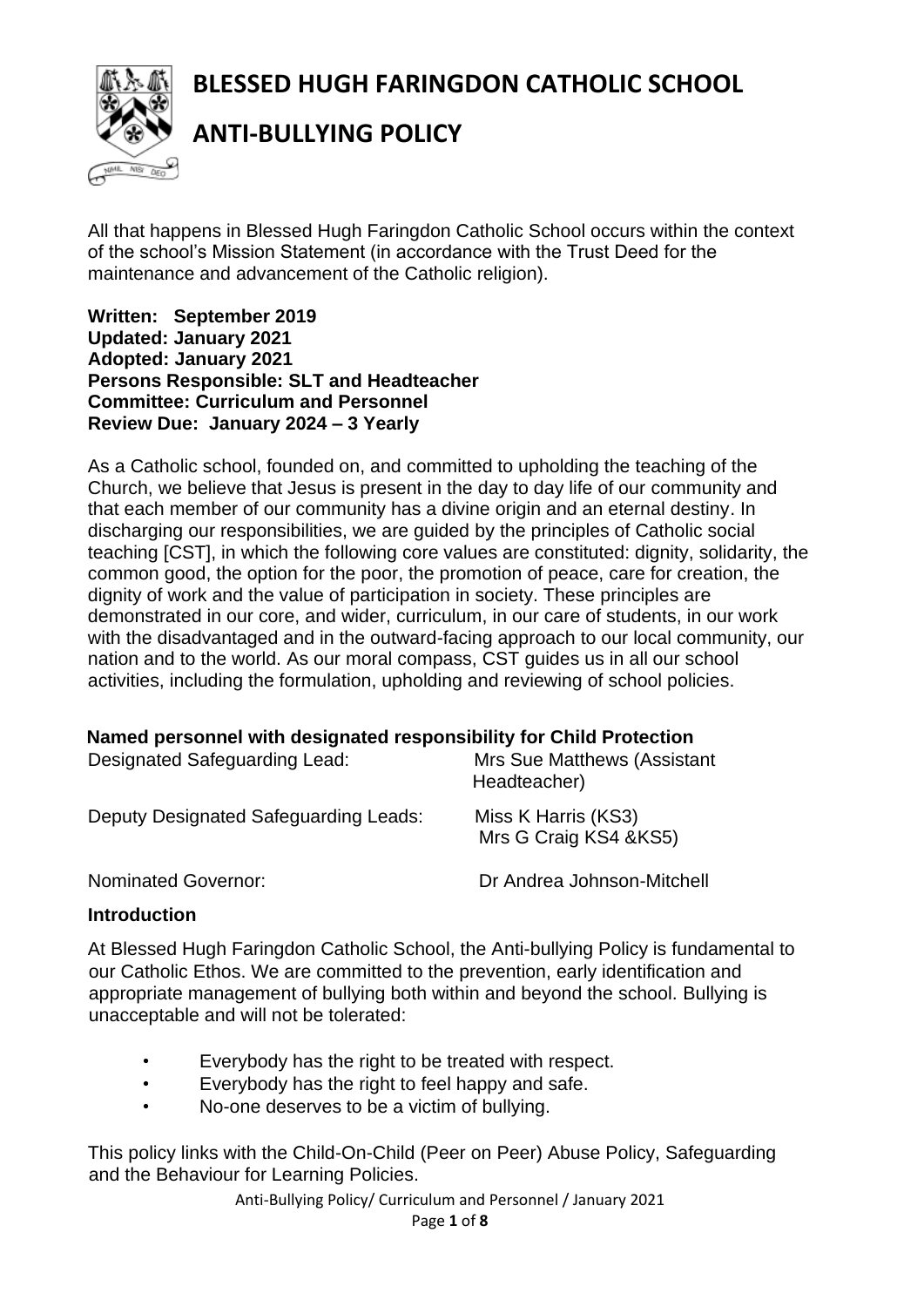# BLESSED HUGH FARINGDON CATHOLIC SCHOOL

# ANTI-BULLYING POLICY

All that happens in Blessed Hugh Faringdon Catholic School occurs within the context of the school's Mission Statement (in accordance with the Trust Deed for the maintenance and advancement of the Catholic religion).

**Written: September 2019**
**Updated: January 2021**
**Adopted: January 2021**
**Persons Responsible: SLT and Headteacher**
**Committee: Curriculum and Personnel**
**Review Due: January 2024 – 3 Yearly**

As a Catholic school, founded on, and committed to upholding the teaching of the Church, we believe that Jesus is present in the day to day life of our community and that each member of our community has a divine origin and an eternal destiny. In discharging our responsibilities, we are guided by the principles of Catholic social teaching [CST], in which the following core values are constituted: dignity, solidarity, the common good, the option for the poor, the promotion of peace, care for creation, the dignity of work and the value of participation in society. These principles are demonstrated in our core, and wider, curriculum, in our care of students, in our work with the disadvantaged and in the outward-facing approach to our local community, our nation and to the world. As our moral compass, CST guides us in all our school activities, including the formulation, upholding and reviewing of school policies.

**Named personnel with designated responsibility for Child Protection**

| | |
|---|---|
| Designated Safeguarding Lead: | Mrs Sue Matthews (Assistant Headteacher) |
| Deputy Designated Safeguarding Leads: | Miss K Harris (KS3)<br>Mrs G Craig KS4 &KS5) |
| Nominated Governor: | Dr Andrea Johnson-Mitchell |

**Introduction**

At Blessed Hugh Faringdon Catholic School, the Anti-bullying Policy is fundamental to our Catholic Ethos. We are committed to the prevention, early identification and appropriate management of bullying both within and beyond the school. Bullying is unacceptable and will not be tolerated:

- Everybody has the right to be treated with respect.
- Everybody has the right to feel happy and safe.
- No-one deserves to be a victim of bullying.

This policy links with the Child-On-Child (Peer on Peer) Abuse Policy, Safeguarding and the Behaviour for Learning Policies.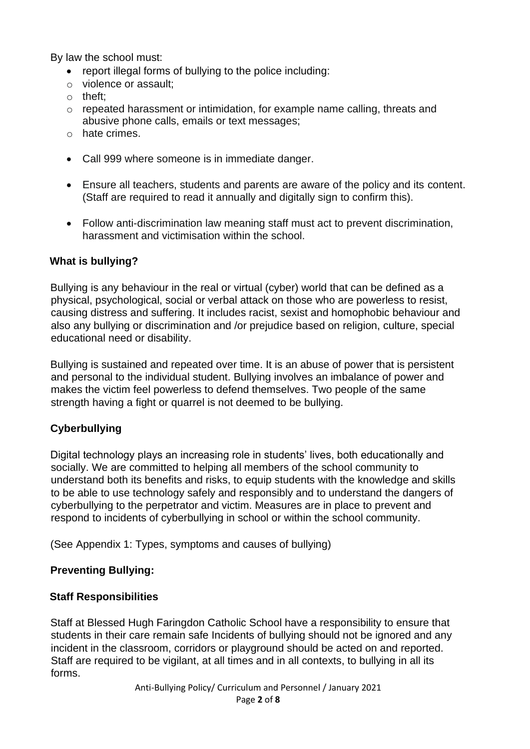By law the school must:

- report illegal forms of bullying to the police including:
  - violence or assault;
  - theft;
  - repeated harassment or intimidation, for example name calling, threats and abusive phone calls, emails or text messages;
  - hate crimes.
- Call 999 where someone is in immediate danger.
- Ensure all teachers, students and parents are aware of the policy and its content. (Staff are required to read it annually and digitally sign to confirm this).
- Follow anti-discrimination law meaning staff must act to prevent discrimination, harassment and victimisation within the school.

## What is bullying?

Bullying is any behaviour in the real or virtual (cyber) world that can be defined as a physical, psychological, social or verbal attack on those who are powerless to resist, causing distress and suffering. It includes racist, sexist and homophobic behaviour and also any bullying or discrimination and /or prejudice based on religion, culture, special educational need or disability.

Bullying is sustained and repeated over time. It is an abuse of power that is persistent and personal to the individual student. Bullying involves an imbalance of power and makes the victim feel powerless to defend themselves. Two people of the same strength having a fight or quarrel is not deemed to be bullying.

## Cyberbullying

Digital technology plays an increasing role in students' lives, both educationally and socially. We are committed to helping all members of the school community to understand both its benefits and risks, to equip students with the knowledge and skills to be able to use technology safely and responsibly and to understand the dangers of cyberbullying to the perpetrator and victim. Measures are in place to prevent and respond to incidents of cyberbullying in school or within the school community.

(See Appendix 1: Types, symptoms and causes of bullying)

## Preventing Bullying:

### Staff Responsibilities

Staff at Blessed Hugh Faringdon Catholic School have a responsibility to ensure that students in their care remain safe Incidents of bullying should not be ignored and any incident in the classroom, corridors or playground should be acted on and reported. Staff are required to be vigilant, at all times and in all contexts, to bullying in all its forms.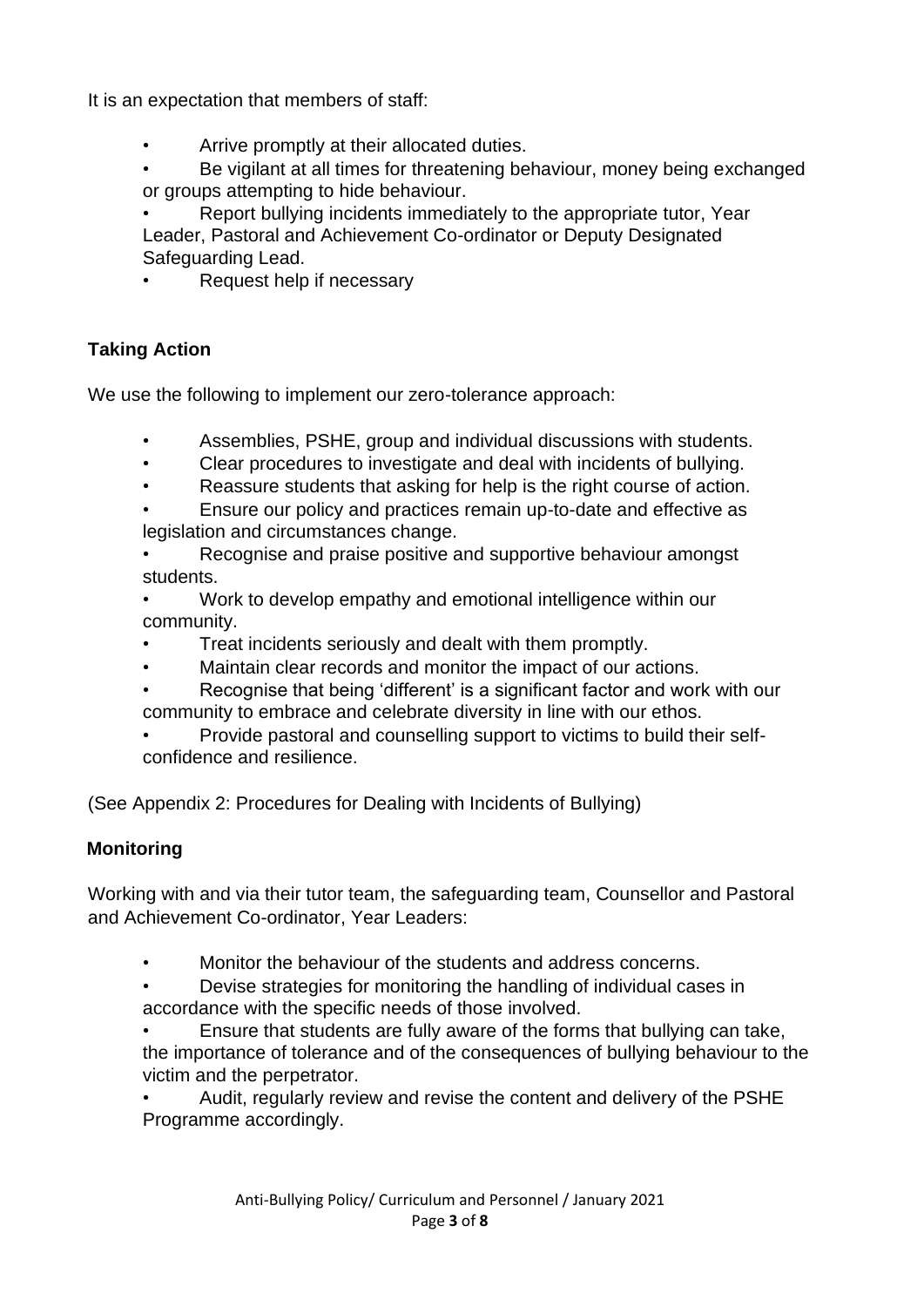It is an expectation that members of staff:

- Arrive promptly at their allocated duties.
- Be vigilant at all times for threatening behaviour, money being exchanged or groups attempting to hide behaviour.
- Report bullying incidents immediately to the appropriate tutor, Year Leader, Pastoral and Achievement Co-ordinator or Deputy Designated Safeguarding Lead.
- Request help if necessary

**Taking Action**

We use the following to implement our zero-tolerance approach:

- Assemblies, PSHE, group and individual discussions with students.
- Clear procedures to investigate and deal with incidents of bullying.
- Reassure students that asking for help is the right course of action.
- Ensure our policy and practices remain up-to-date and effective as legislation and circumstances change.
- Recognise and praise positive and supportive behaviour amongst students.
- Work to develop empathy and emotional intelligence within our community.
- Treat incidents seriously and dealt with them promptly.
- Maintain clear records and monitor the impact of our actions.
- Recognise that being 'different' is a significant factor and work with our community to embrace and celebrate diversity in line with our ethos.
- Provide pastoral and counselling support to victims to build their self-confidence and resilience.

(See Appendix 2: Procedures for Dealing with Incidents of Bullying)

**Monitoring**

Working with and via their tutor team, the safeguarding team, Counsellor and Pastoral and Achievement Co-ordinator, Year Leaders:

- Monitor the behaviour of the students and address concerns.
- Devise strategies for monitoring the handling of individual cases in accordance with the specific needs of those involved.
- Ensure that students are fully aware of the forms that bullying can take, the importance of tolerance and of the consequences of bullying behaviour to the victim and the perpetrator.
- Audit, regularly review and revise the content and delivery of the PSHE Programme accordingly.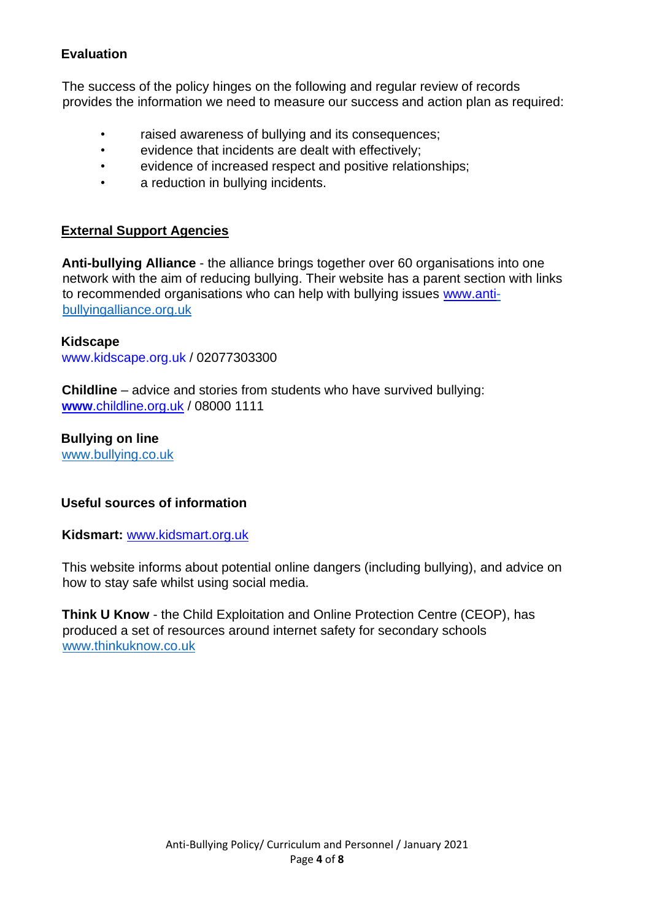**Evaluation**

The success of the policy hinges on the following and regular review of records provides the information we need to measure our success and action plan as required:

- raised awareness of bullying and its consequences;
- evidence that incidents are dealt with effectively;
- evidence of increased respect and positive relationships;
- a reduction in bullying incidents.

**External Support Agencies**

**Anti-bullying Alliance** - the alliance brings together over 60 organisations into one network with the aim of reducing bullying. Their website has a parent section with links to recommended organisations who can help with bullying issues www.anti-bullyingalliance.org.uk

**Kidscape**
www.kidscape.org.uk / 02077303300

**Childline** – advice and stories from students who have survived bullying: **www**.childline.org.uk / 08000 1111

**Bullying on line**
www.bullying.co.uk

**Useful sources of information**

**Kidsmart:** www.kidsmart.org.uk

This website informs about potential online dangers (including bullying), and advice on how to stay safe whilst using social media.

**Think U Know** - the Child Exploitation and Online Protection Centre (CEOP), has produced a set of resources around internet safety for secondary schools www.thinkuknow.co.uk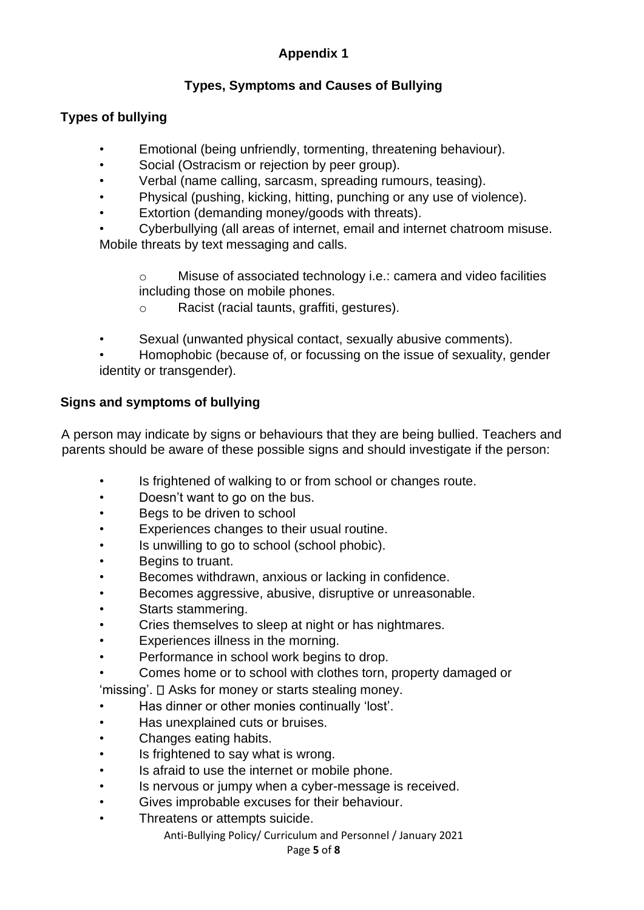**Appendix 1**

## Types, Symptoms and Causes of Bullying

### Types of bullying

- Emotional (being unfriendly, tormenting, threatening behaviour).
- Social (Ostracism or rejection by peer group).
- Verbal (name calling, sarcasm, spreading rumours, teasing).
- Physical (pushing, kicking, hitting, punching or any use of violence).
- Extortion (demanding money/goods with threats).
- Cyberbullying (all areas of internet, email and internet chatroom misuse. Mobile threats by text messaging and calls.
    - Misuse of associated technology i.e.: camera and video facilities including those on mobile phones.
    - Racist (racial taunts, graffiti, gestures).
- Sexual (unwanted physical contact, sexually abusive comments).
- Homophobic (because of, or focussing on the issue of sexuality, gender identity or transgender).

### Signs and symptoms of bullying

A person may indicate by signs or behaviours that they are being bullied. Teachers and parents should be aware of these possible signs and should investigate if the person:

- Is frightened of walking to or from school or changes route.
- Doesn't want to go on the bus.
- Begs to be driven to school
- Experiences changes to their usual routine.
- Is unwilling to go to school (school phobic).
- Begins to truant.
- Becomes withdrawn, anxious or lacking in confidence.
- Becomes aggressive, abusive, disruptive or unreasonable.
- Starts stammering.
- Cries themselves to sleep at night or has nightmares.
- Experiences illness in the morning.
- Performance in school work begins to drop.
- Comes home or to school with clothes torn, property damaged or 'missing'.
- Asks for money or starts stealing money.
- Has dinner or other monies continually 'lost'.
- Has unexplained cuts or bruises.
- Changes eating habits.
- Is frightened to say what is wrong.
- Is afraid to use the internet or mobile phone.
- Is nervous or jumpy when a cyber-message is received.
- Gives improbable excuses for their behaviour.
- Threatens or attempts suicide.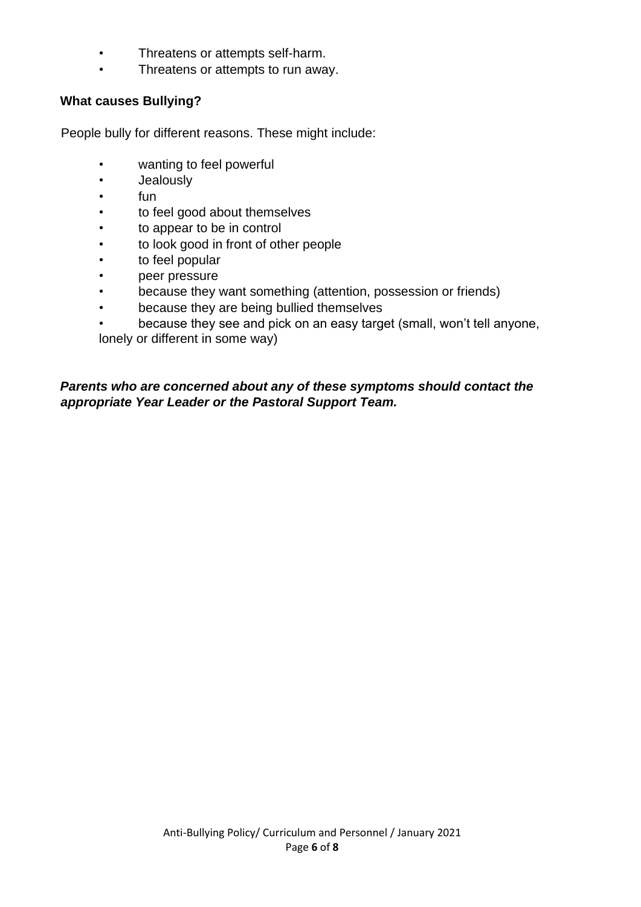- Threatens or attempts self-harm.
- Threatens or attempts to run away.

**What causes Bullying?**

People bully for different reasons. These might include:

- wanting to feel powerful
- Jealously
- fun
- to feel good about themselves
- to appear to be in control
- to look good in front of other people
- to feel popular
- peer pressure
- because they want something (attention, possession or friends)
- because they are being bullied themselves
- because they see and pick on an easy target (small, won't tell anyone, lonely or different in some way)

***Parents who are concerned about any of these symptoms should contact the appropriate Year Leader or the Pastoral Support Team.***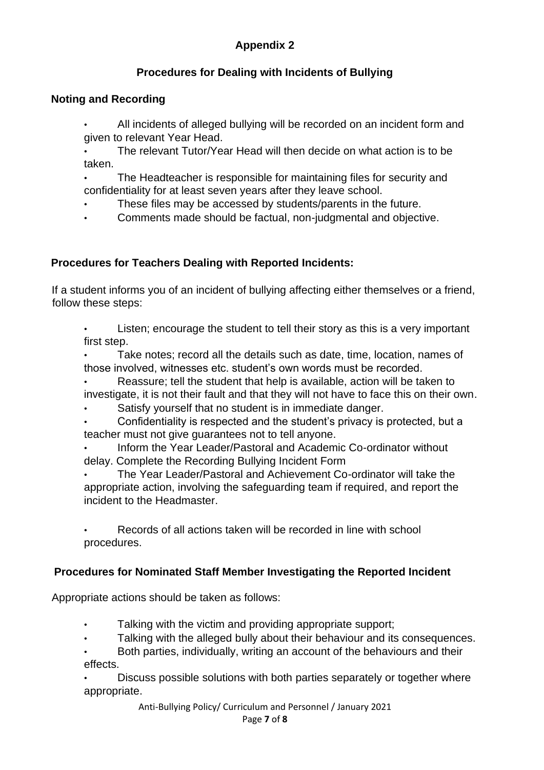## Appendix 2

### Procedures for Dealing with Incidents of Bullying

### Noting and Recording

- All incidents of alleged bullying will be recorded on an incident form and given to relevant Year Head.
- The relevant Tutor/Year Head will then decide on what action is to be taken.
- The Headteacher is responsible for maintaining files for security and confidentiality for at least seven years after they leave school.
- These files may be accessed by students/parents in the future.
- Comments made should be factual, non-judgmental and objective.

### Procedures for Teachers Dealing with Reported Incidents:

If a student informs you of an incident of bullying affecting either themselves or a friend, follow these steps:

- Listen; encourage the student to tell their story as this is a very important first step.
- Take notes; record all the details such as date, time, location, names of those involved, witnesses etc. student's own words must be recorded.
- Reassure; tell the student that help is available, action will be taken to investigate, it is not their fault and that they will not have to face this on their own.
- Satisfy yourself that no student is in immediate danger.
- Confidentiality is respected and the student's privacy is protected, but a teacher must not give guarantees not to tell anyone.
- Inform the Year Leader/Pastoral and Academic Co-ordinator without delay. Complete the Recording Bullying Incident Form
- The Year Leader/Pastoral and Achievement Co-ordinator will take the appropriate action, involving the safeguarding team if required, and report the incident to the Headmaster.
- Records of all actions taken will be recorded in line with school procedures.

### Procedures for Nominated Staff Member Investigating the Reported Incident

Appropriate actions should be taken as follows:

- Talking with the victim and providing appropriate support;
- Talking with the alleged bully about their behaviour and its consequences.
- Both parties, individually, writing an account of the behaviours and their effects.
- Discuss possible solutions with both parties separately or together where appropriate.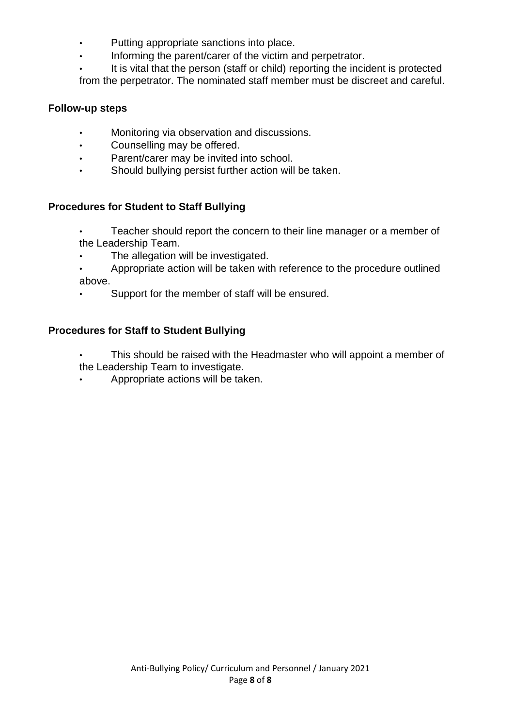- Putting appropriate sanctions into place.
- Informing the parent/carer of the victim and perpetrator.
- It is vital that the person (staff or child) reporting the incident is protected from the perpetrator. The nominated staff member must be discreet and careful.

**Follow-up steps**

- Monitoring via observation and discussions.
- Counselling may be offered.
- Parent/carer may be invited into school.
- Should bullying persist further action will be taken.

**Procedures for Student to Staff Bullying**

- Teacher should report the concern to their line manager or a member of the Leadership Team.
- The allegation will be investigated.
- Appropriate action will be taken with reference to the procedure outlined above.
- Support for the member of staff will be ensured.

**Procedures for Staff to Student Bullying**

- This should be raised with the Headmaster who will appoint a member of the Leadership Team to investigate.
- Appropriate actions will be taken.